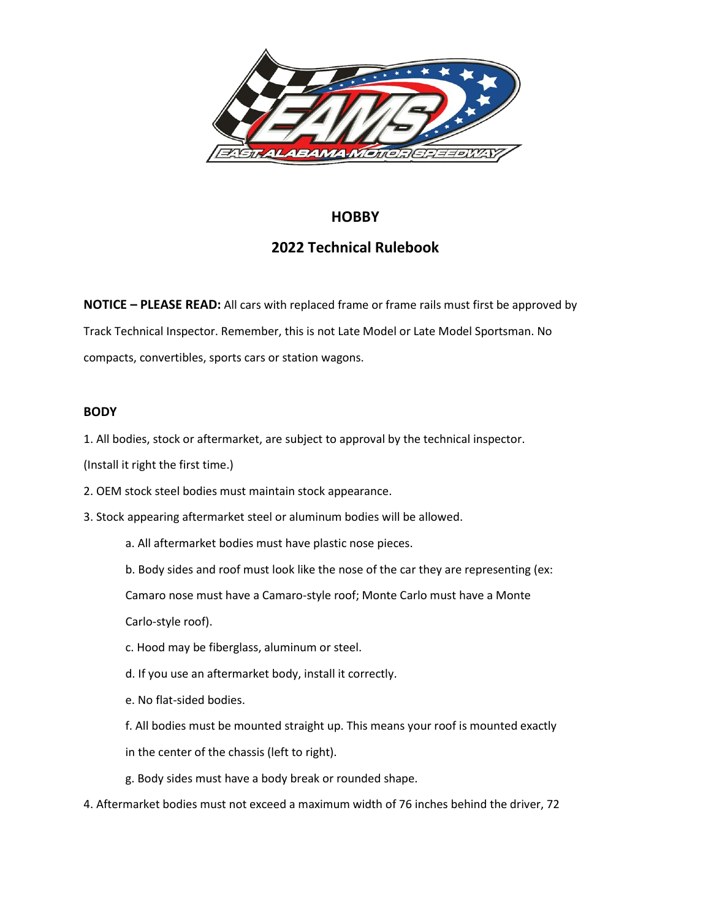# HOBBY

## 2022 Technical Rulebook

**NOTICE – PLEASE READ:** All cars with replaced frame or frame rails must first be approved by Track Technical Inspector. Remember, this is not Late Model or Late Model Sportsman. No compacts, convertibles, sports cars or station wagons.

### BODY

1. All bodies, stock or aftermarket, are subject to approval by the technical inspector. (Install it right the first time.)
2. OEM stock steel bodies must maintain stock appearance.
3. Stock appearing aftermarket steel or aluminum bodies will be allowed.
   a. All aftermarket bodies must have plastic nose pieces.
   b. Body sides and roof must look like the nose of the car they are representing (ex: Camaro nose must have a Camaro-style roof; Monte Carlo must have a Monte Carlo-style roof).
   c. Hood may be fiberglass, aluminum or steel.
   d. If you use an aftermarket body, install it correctly.
   e. No flat-sided bodies.
   f. All bodies must be mounted straight up. This means your roof is mounted exactly in the center of the chassis (left to right).
   g. Body sides must have a body break or rounded shape.
4. Aftermarket bodies must not exceed a maximum width of 76 inches behind the driver, 72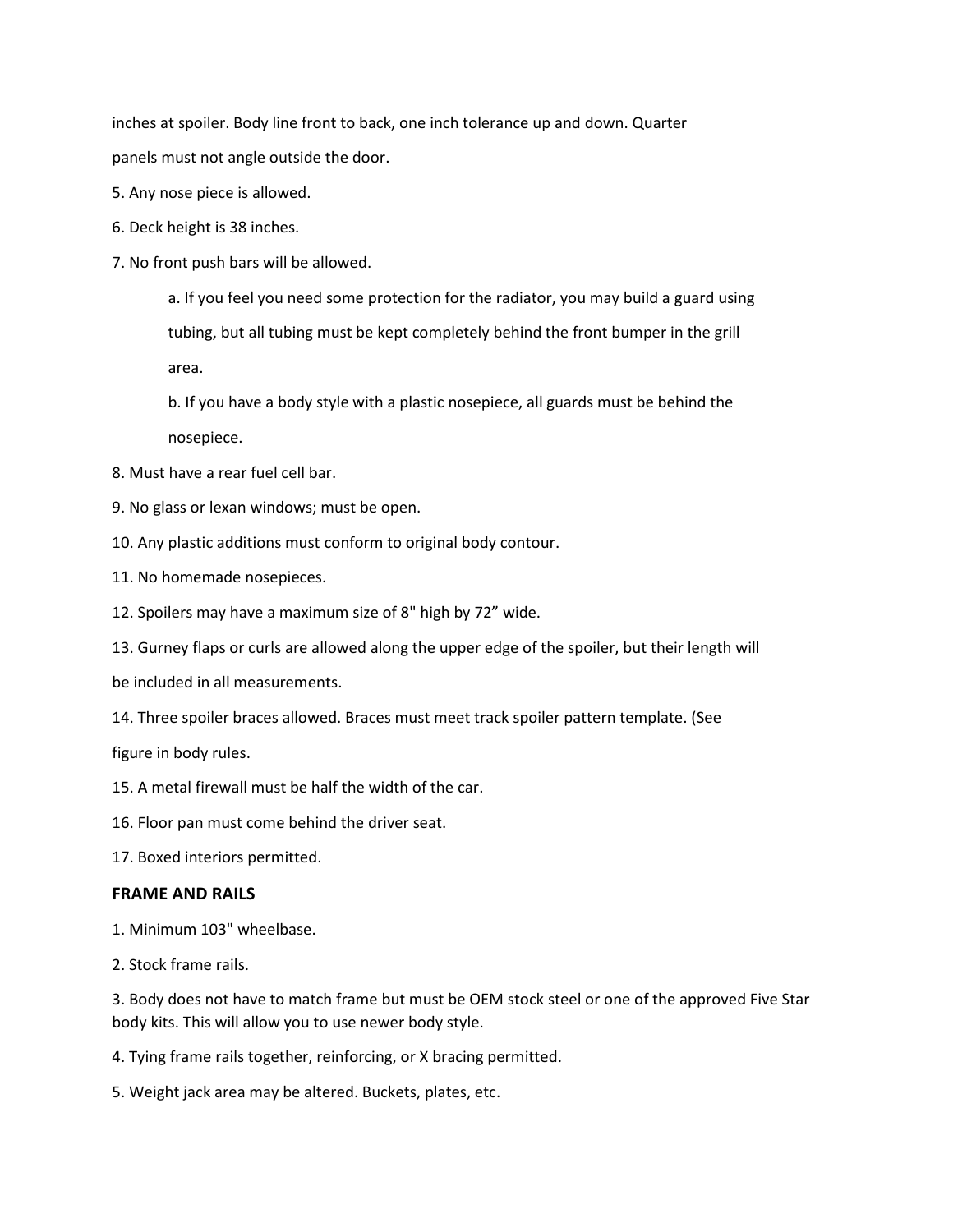inches at spoiler. Body line front to back, one inch tolerance up and down. Quarter panels must not angle outside the door.

5. Any nose piece is allowed.

6. Deck height is 38 inches.

7. No front push bars will be allowed.

   a. If you feel you need some protection for the radiator, you may build a guard using tubing, but all tubing must be kept completely behind the front bumper in the grill area.

   b. If you have a body style with a plastic nosepiece, all guards must be behind the nosepiece.

8. Must have a rear fuel cell bar.

9. No glass or lexan windows; must be open.

10. Any plastic additions must conform to original body contour.

11. No homemade nosepieces.

12. Spoilers may have a maximum size of 8" high by 72” wide.

13. Gurney flaps or curls are allowed along the upper edge of the spoiler, but their length will be included in all measurements.

14. Three spoiler braces allowed. Braces must meet track spoiler pattern template. (See figure in body rules.

15. A metal firewall must be half the width of the car.

16. Floor pan must come behind the driver seat.

17. Boxed interiors permitted.

### FRAME AND RAILS

1. Minimum 103" wheelbase.

2. Stock frame rails.

3. Body does not have to match frame but must be OEM stock steel or one of the approved Five Star body kits. This will allow you to use newer body style.

4. Tying frame rails together, reinforcing, or X bracing permitted.

5. Weight jack area may be altered. Buckets, plates, etc.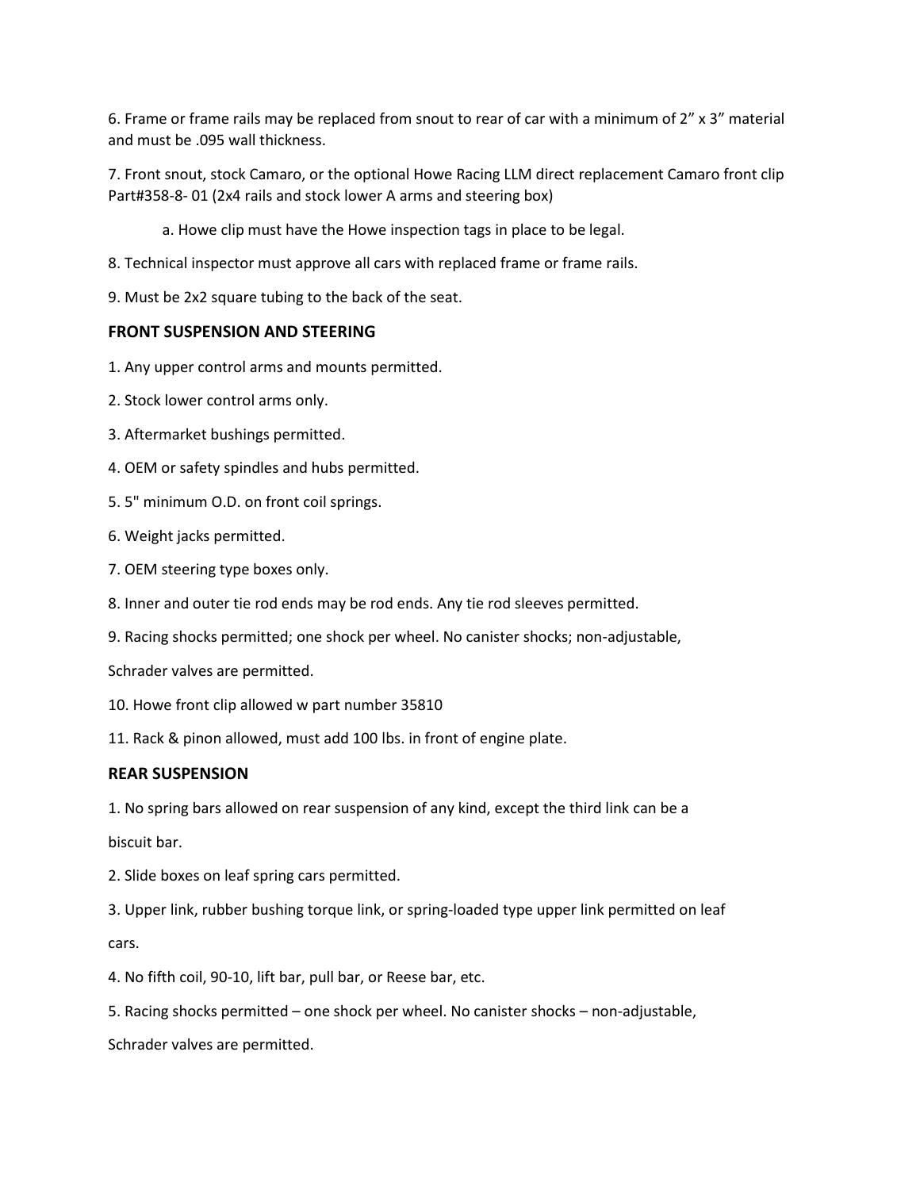6. Frame or frame rails may be replaced from snout to rear of car with a minimum of 2” x 3” material and must be .095 wall thickness.

7. Front snout, stock Camaro, or the optional Howe Racing LLM direct replacement Camaro front clip Part#358-8- 01 (2x4 rails and stock lower A arms and steering box)

    a. Howe clip must have the Howe inspection tags in place to be legal.

8. Technical inspector must approve all cars with replaced frame or frame rails.

9. Must be 2x2 square tubing to the back of the seat.

### FRONT SUSPENSION AND STEERING

1. Any upper control arms and mounts permitted.

2. Stock lower control arms only.

3. Aftermarket bushings permitted.

4. OEM or safety spindles and hubs permitted.

5. 5" minimum O.D. on front coil springs.

6. Weight jacks permitted.

7. OEM steering type boxes only.

8. Inner and outer tie rod ends may be rod ends. Any tie rod sleeves permitted.

9. Racing shocks permitted; one shock per wheel. No canister shocks; non-adjustable, Schrader valves are permitted.

10. Howe front clip allowed w part number 35810

11. Rack & pinon allowed, must add 100 lbs. in front of engine plate.

### REAR SUSPENSION

1. No spring bars allowed on rear suspension of any kind, except the third link can be a biscuit bar.

2. Slide boxes on leaf spring cars permitted.

3. Upper link, rubber bushing torque link, or spring-loaded type upper link permitted on leaf cars.

4. No fifth coil, 90-10, lift bar, pull bar, or Reese bar, etc.

5. Racing shocks permitted – one shock per wheel. No canister shocks – non-adjustable, Schrader valves are permitted.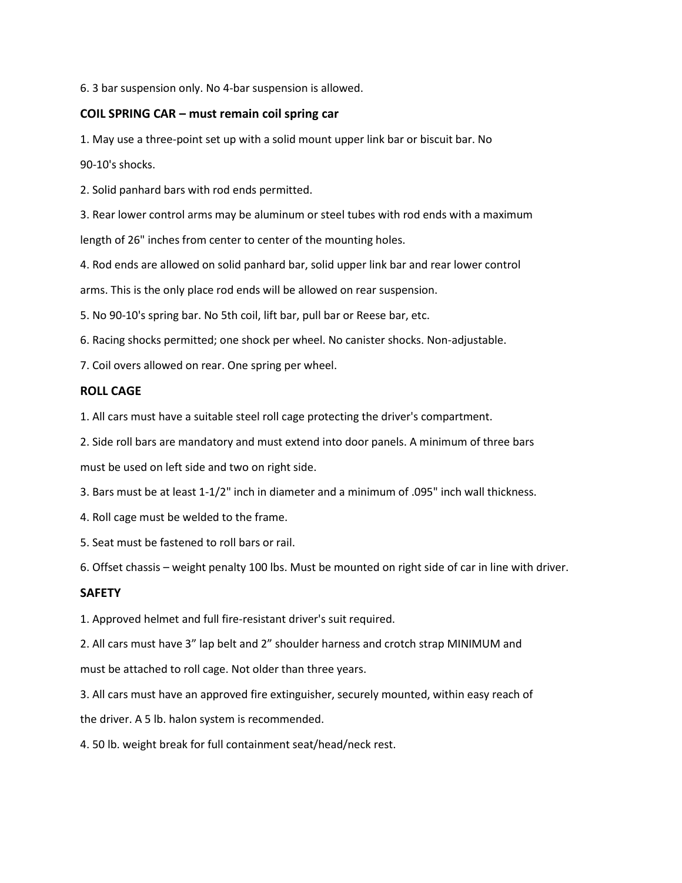6. 3 bar suspension only. No 4-bar suspension is allowed.

**COIL SPRING CAR – must remain coil spring car**

1. May use a three-point set up with a solid mount upper link bar or biscuit bar. No 90-10's shocks.
2. Solid panhard bars with rod ends permitted.
3. Rear lower control arms may be aluminum or steel tubes with rod ends with a maximum length of 26" inches from center to center of the mounting holes.
4. Rod ends are allowed on solid panhard bar, solid upper link bar and rear lower control arms. This is the only place rod ends will be allowed on rear suspension.
5. No 90-10's spring bar. No 5th coil, lift bar, pull bar or Reese bar, etc.
6. Racing shocks permitted; one shock per wheel. No canister shocks. Non-adjustable.
7. Coil overs allowed on rear. One spring per wheel.

**ROLL CAGE**

1. All cars must have a suitable steel roll cage protecting the driver's compartment.
2. Side roll bars are mandatory and must extend into door panels. A minimum of three bars must be used on left side and two on right side.
3. Bars must be at least 1-1/2" inch in diameter and a minimum of .095" inch wall thickness.
4. Roll cage must be welded to the frame.
5. Seat must be fastened to roll bars or rail.
6. Offset chassis – weight penalty 100 lbs. Must be mounted on right side of car in line with driver.

**SAFETY**

1. Approved helmet and full fire-resistant driver's suit required.
2. All cars must have 3" lap belt and 2" shoulder harness and crotch strap MINIMUM and must be attached to roll cage. Not older than three years.
3. All cars must have an approved fire extinguisher, securely mounted, within easy reach of the driver. A 5 lb. halon system is recommended.
4. 50 lb. weight break for full containment seat/head/neck rest.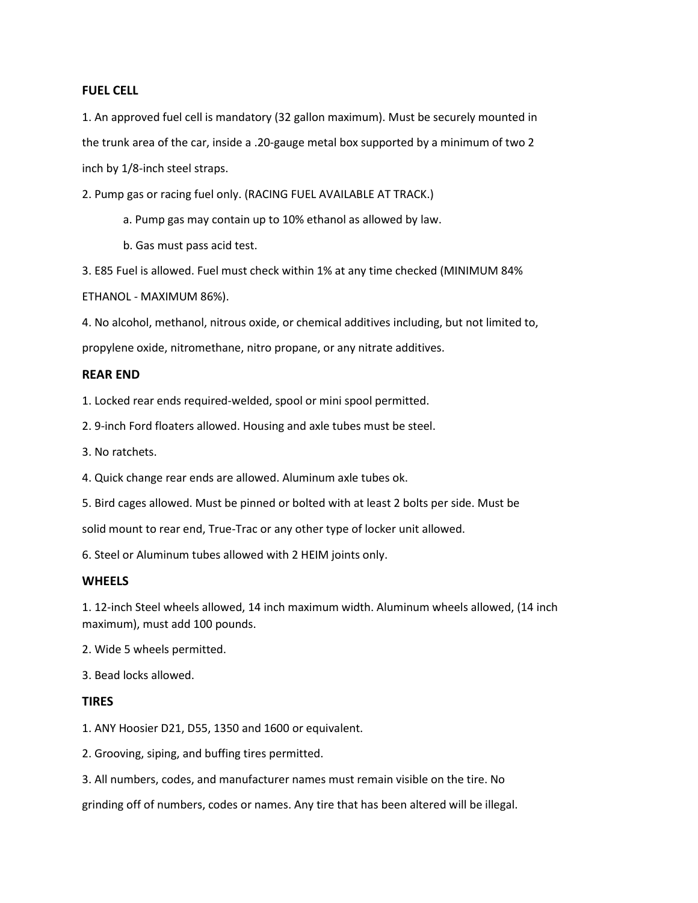## FUEL CELL

1. An approved fuel cell is mandatory (32 gallon maximum). Must be securely mounted in the trunk area of the car, inside a .20-gauge metal box supported by a minimum of two 2 inch by 1/8-inch steel straps.
2. Pump gas or racing fuel only. (RACING FUEL AVAILABLE AT TRACK.)
    a. Pump gas may contain up to 10% ethanol as allowed by law.
    b. Gas must pass acid test.
3. E85 Fuel is allowed. Fuel must check within 1% at any time checked (MINIMUM 84% ETHANOL - MAXIMUM 86%).
4. No alcohol, methanol, nitrous oxide, or chemical additives including, but not limited to, propylene oxide, nitromethane, nitro propane, or any nitrate additives.

## REAR END

1. Locked rear ends required-welded, spool or mini spool permitted.
2. 9-inch Ford floaters allowed. Housing and axle tubes must be steel.
3. No ratchets.
4. Quick change rear ends are allowed. Aluminum axle tubes ok.
5. Bird cages allowed. Must be pinned or bolted with at least 2 bolts per side. Must be solid mount to rear end, True-Trac or any other type of locker unit allowed.
6. Steel or Aluminum tubes allowed with 2 HEIM joints only.

## WHEELS

1. 12-inch Steel wheels allowed, 14 inch maximum width. Aluminum wheels allowed, (14 inch maximum), must add 100 pounds.
2. Wide 5 wheels permitted.
3. Bead locks allowed.

## TIRES

1. ANY Hoosier D21, D55, 1350 and 1600 or equivalent.
2. Grooving, siping, and buffing tires permitted.
3. All numbers, codes, and manufacturer names must remain visible on the tire. No grinding off of numbers, codes or names. Any tire that has been altered will be illegal.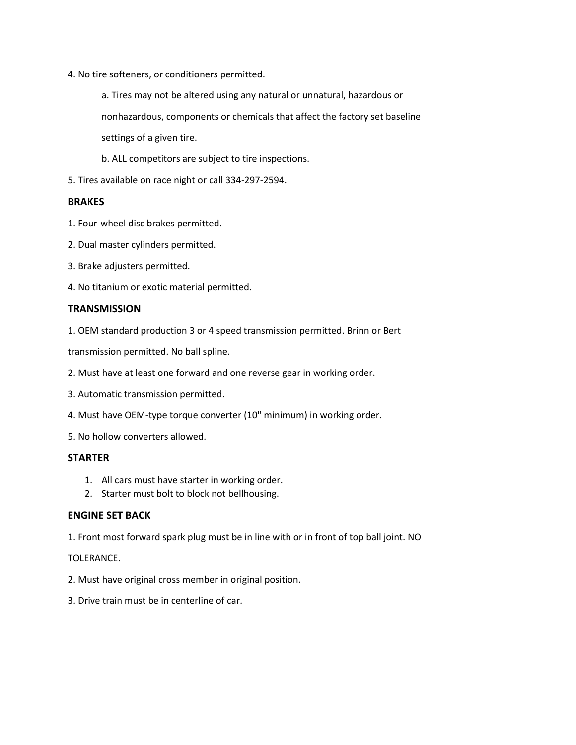4. No tire softeners, or conditioners permitted.

    a. Tires may not be altered using any natural or unnatural, hazardous or nonhazardous, components or chemicals that affect the factory set baseline settings of a given tire.

    b. ALL competitors are subject to tire inspections.

5. Tires available on race night or call 334-297-2594.

**BRAKES**

1. Four-wheel disc brakes permitted.

2. Dual master cylinders permitted.

3. Brake adjusters permitted.

4. No titanium or exotic material permitted.

**TRANSMISSION**

1. OEM standard production 3 or 4 speed transmission permitted. Brinn or Bert transmission permitted. No ball spline.

2. Must have at least one forward and one reverse gear in working order.

3. Automatic transmission permitted.

4. Must have OEM-type torque converter (10" minimum) in working order.

5. No hollow converters allowed.

**STARTER**

1. All cars must have starter in working order.
2. Starter must bolt to block not bellhousing.

**ENGINE SET BACK**

1. Front most forward spark plug must be in line with or in front of top ball joint. NO TOLERANCE.

2. Must have original cross member in original position.

3. Drive train must be in centerline of car.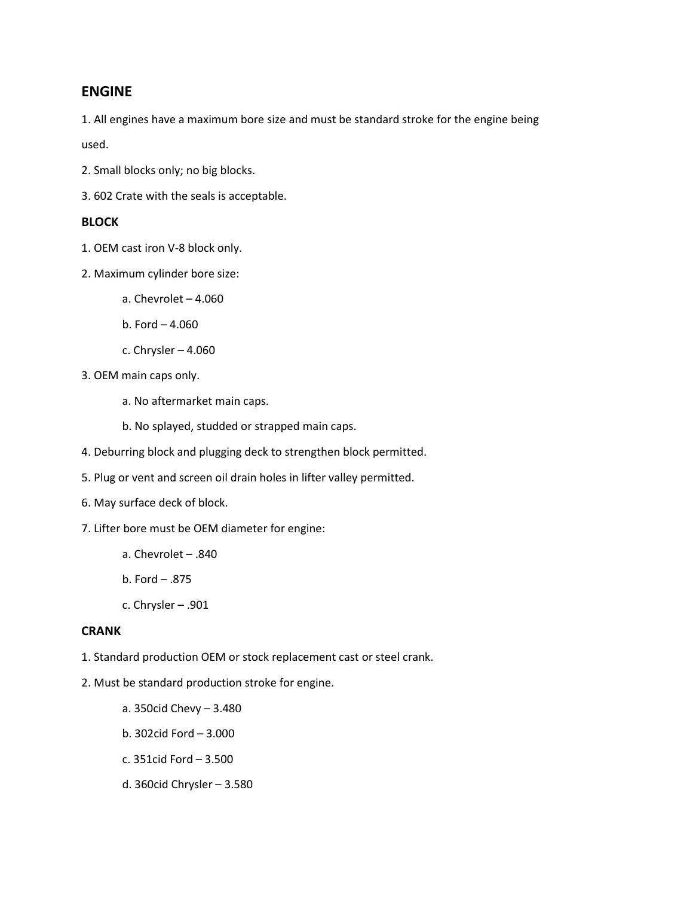## ENGINE

1. All engines have a maximum bore size and must be standard stroke for the engine being used.
2. Small blocks only; no big blocks.
3. 602 Crate with the seals is acceptable.

### BLOCK

1. OEM cast iron V-8 block only.
2. Maximum cylinder bore size:
   - a. Chevrolet – 4.060
   - b. Ford – 4.060
   - c. Chrysler – 4.060
3. OEM main caps only.
   - a. No aftermarket main caps.
   - b. No splayed, studded or strapped main caps.
4. Deburring block and plugging deck to strengthen block permitted.
5. Plug or vent and screen oil drain holes in lifter valley permitted.
6. May surface deck of block.
7. Lifter bore must be OEM diameter for engine:
   - a. Chevrolet – .840
   - b. Ford – .875
   - c. Chrysler – .901

### CRANK

1. Standard production OEM or stock replacement cast or steel crank.
2. Must be standard production stroke for engine.
   - a. 350cid Chevy – 3.480
   - b. 302cid Ford – 3.000
   - c. 351cid Ford – 3.500
   - d. 360cid Chrysler – 3.580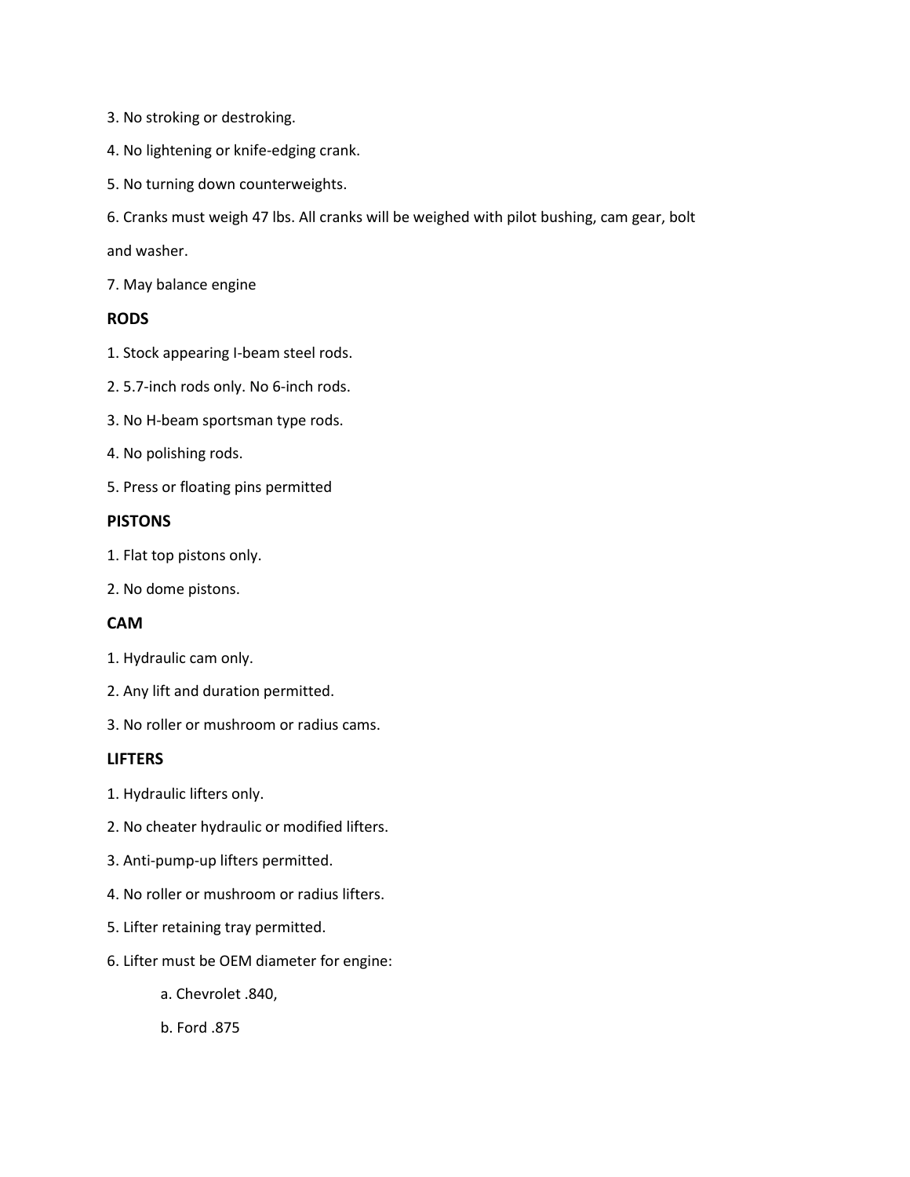3. No stroking or destroking.

4. No lightening or knife-edging crank.

5. No turning down counterweights.

6. Cranks must weigh 47 lbs. All cranks will be weighed with pilot bushing, cam gear, bolt and washer.

7. May balance engine

**RODS**

1. Stock appearing I-beam steel rods.

2. 5.7-inch rods only. No 6-inch rods.

3. No H-beam sportsman type rods.

4. No polishing rods.

5. Press or floating pins permitted

**PISTONS**

1. Flat top pistons only.

2. No dome pistons.

**CAM**

1. Hydraulic cam only.

2. Any lift and duration permitted.

3. No roller or mushroom or radius cams.

**LIFTERS**

1. Hydraulic lifters only.

2. No cheater hydraulic or modified lifters.

3. Anti-pump-up lifters permitted.

4. No roller or mushroom or radius lifters.

5. Lifter retaining tray permitted.

6. Lifter must be OEM diameter for engine:

    a. Chevrolet .840,

    b. Ford .875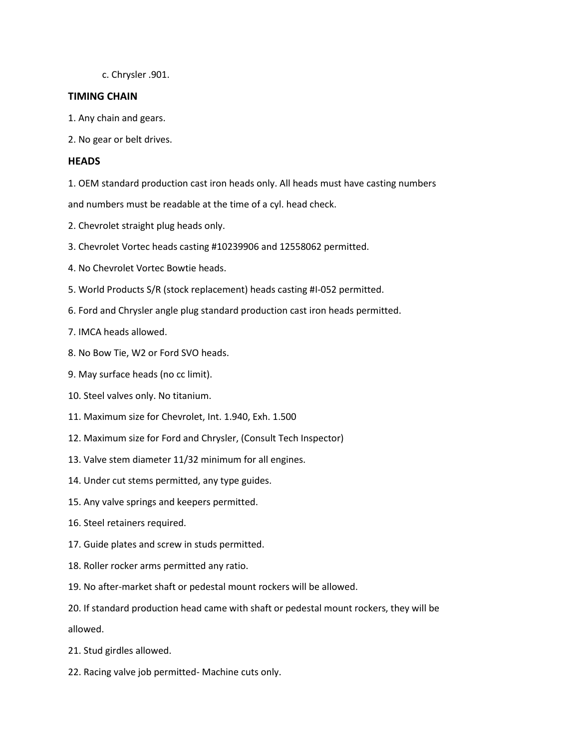c. Chrysler .901.

## TIMING CHAIN

1. Any chain and gears.

2. No gear or belt drives.

## HEADS

1. OEM standard production cast iron heads only. All heads must have casting numbers and numbers must be readable at the time of a cyl. head check.

2. Chevrolet straight plug heads only.

3. Chevrolet Vortec heads casting #10239906 and 12558062 permitted.

4. No Chevrolet Vortec Bowtie heads.

5. World Products S/R (stock replacement) heads casting #I-052 permitted.

6. Ford and Chrysler angle plug standard production cast iron heads permitted.

7. IMCA heads allowed.

8. No Bow Tie, W2 or Ford SVO heads.

9. May surface heads (no cc limit).

10. Steel valves only. No titanium.

11. Maximum size for Chevrolet, Int. 1.940, Exh. 1.500

12. Maximum size for Ford and Chrysler, (Consult Tech Inspector)

13. Valve stem diameter 11/32 minimum for all engines.

14. Under cut stems permitted, any type guides.

15. Any valve springs and keepers permitted.

16. Steel retainers required.

17. Guide plates and screw in studs permitted.

18. Roller rocker arms permitted any ratio.

19. No after-market shaft or pedestal mount rockers will be allowed.

20. If standard production head came with shaft or pedestal mount rockers, they will be allowed.

21. Stud girdles allowed.

22. Racing valve job permitted- Machine cuts only.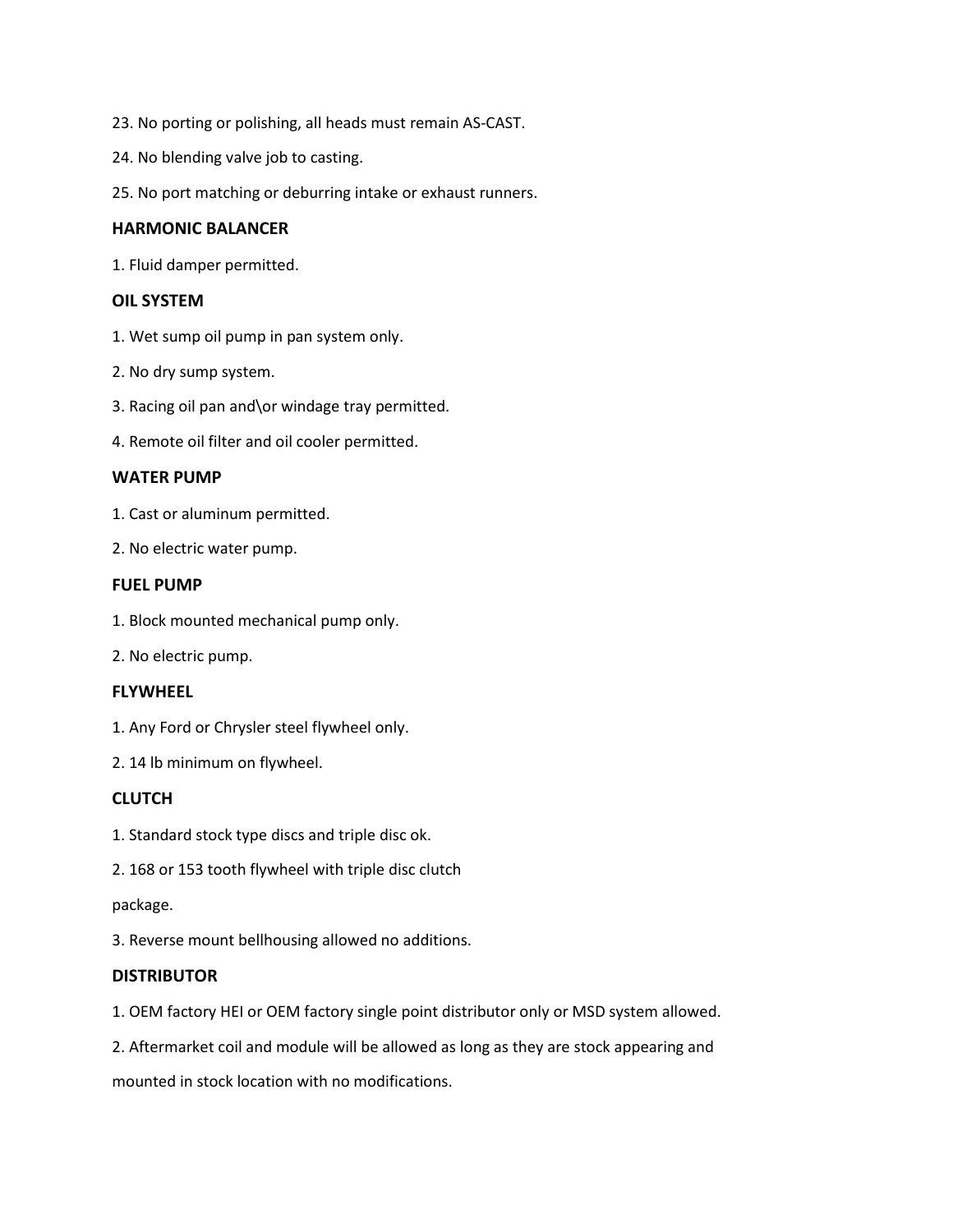23. No porting or polishing, all heads must remain AS-CAST.

24. No blending valve job to casting.

25. No port matching or deburring intake or exhaust runners.

**HARMONIC BALANCER**

1. Fluid damper permitted.

**OIL SYSTEM**

1. Wet sump oil pump in pan system only.

2. No dry sump system.

3. Racing oil pan and\or windage tray permitted.

4. Remote oil filter and oil cooler permitted.

**WATER PUMP**

1. Cast or aluminum permitted.

2. No electric water pump.

**FUEL PUMP**

1. Block mounted mechanical pump only.

2. No electric pump.

**FLYWHEEL**

1. Any Ford or Chrysler steel flywheel only.

2. 14 lb minimum on flywheel.

**CLUTCH**

1. Standard stock type discs and triple disc ok.

2. 168 or 153 tooth flywheel with triple disc clutch

package.

3. Reverse mount bellhousing allowed no additions.

**DISTRIBUTOR**

1. OEM factory HEI or OEM factory single point distributor only or MSD system allowed.

2. Aftermarket coil and module will be allowed as long as they are stock appearing and

mounted in stock location with no modifications.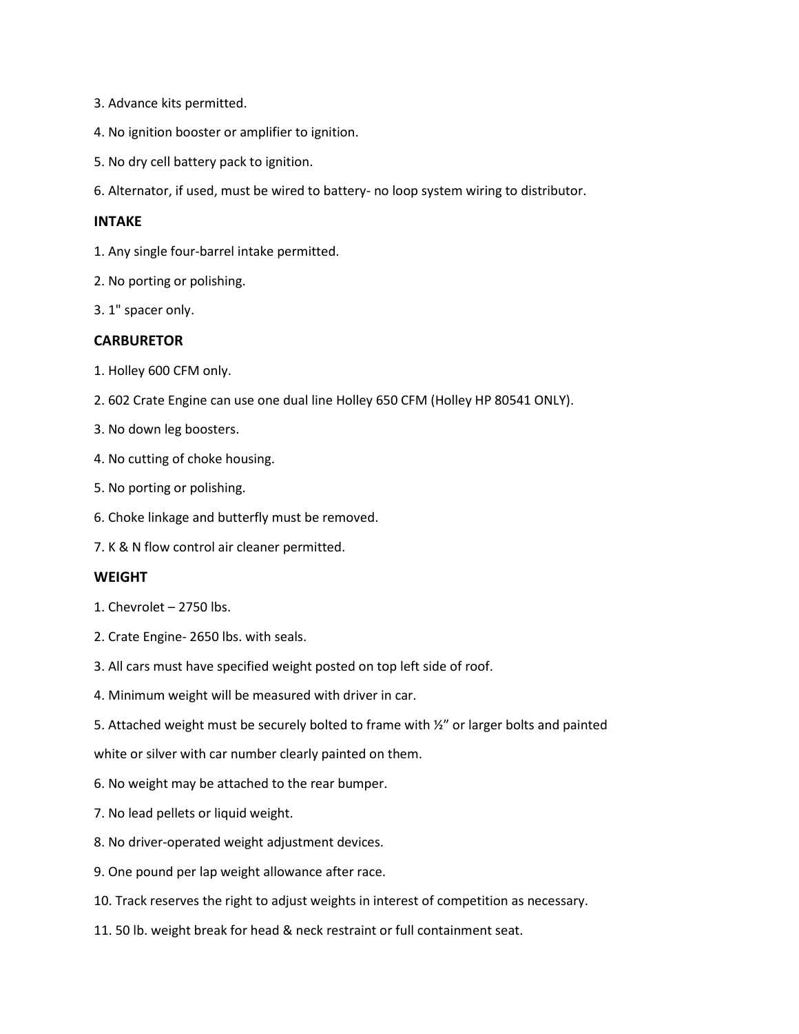3. Advance kits permitted.

4. No ignition booster or amplifier to ignition.

5. No dry cell battery pack to ignition.

6. Alternator, if used, must be wired to battery- no loop system wiring to distributor.

**INTAKE**

1. Any single four-barrel intake permitted.

2. No porting or polishing.

3. 1" spacer only.

**CARBURETOR**

1. Holley 600 CFM only.

2. 602 Crate Engine can use one dual line Holley 650 CFM (Holley HP 80541 ONLY).

3. No down leg boosters.

4. No cutting of choke housing.

5. No porting or polishing.

6. Choke linkage and butterfly must be removed.

7. K & N flow control air cleaner permitted.

**WEIGHT**

1. Chevrolet – 2750 lbs.

2. Crate Engine- 2650 lbs. with seals.

3. All cars must have specified weight posted on top left side of roof.

4. Minimum weight will be measured with driver in car.

5. Attached weight must be securely bolted to frame with ½" or larger bolts and painted white or silver with car number clearly painted on them.

6. No weight may be attached to the rear bumper.

7. No lead pellets or liquid weight.

8. No driver-operated weight adjustment devices.

9. One pound per lap weight allowance after race.

10. Track reserves the right to adjust weights in interest of competition as necessary.

11. 50 lb. weight break for head & neck restraint or full containment seat.